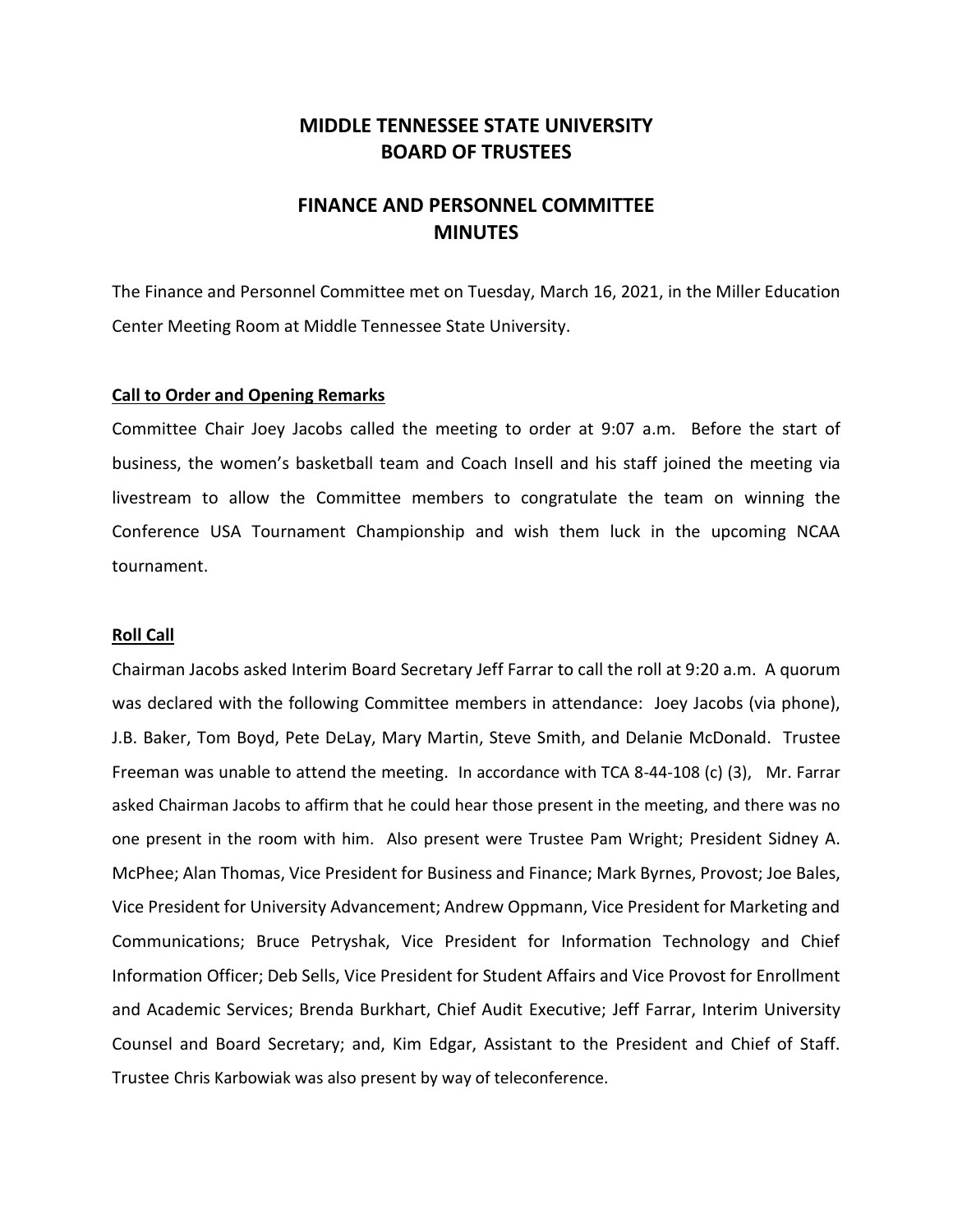# MIDDLE TENNESSEE STATE UNIVERSITY
# BOARD OF TRUSTEES

## FINANCE AND PERSONNEL COMMITTEE
## MINUTES

The Finance and Personnel Committee met on Tuesday, March 16, 2021, in the Miller Education Center Meeting Room at Middle Tennessee State University.

### Call to Order and Opening Remarks

Committee Chair Joey Jacobs called the meeting to order at 9:07 a.m. Before the start of business, the women's basketball team and Coach Insell and his staff joined the meeting via livestream to allow the Committee members to congratulate the team on winning the Conference USA Tournament Championship and wish them luck in the upcoming NCAA tournament.

### Roll Call

Chairman Jacobs asked Interim Board Secretary Jeff Farrar to call the roll at 9:20 a.m. A quorum was declared with the following Committee members in attendance: Joey Jacobs (via phone), J.B. Baker, Tom Boyd, Pete DeLay, Mary Martin, Steve Smith, and Delanie McDonald. Trustee Freeman was unable to attend the meeting. In accordance with TCA 8-44-108 (c) (3), Mr. Farrar asked Chairman Jacobs to affirm that he could hear those present in the meeting, and there was no one present in the room with him. Also present were Trustee Pam Wright; President Sidney A. McPhee; Alan Thomas, Vice President for Business and Finance; Mark Byrnes, Provost; Joe Bales, Vice President for University Advancement; Andrew Oppmann, Vice President for Marketing and Communications; Bruce Petryshak, Vice President for Information Technology and Chief Information Officer; Deb Sells, Vice President for Student Affairs and Vice Provost for Enrollment and Academic Services; Brenda Burkhart, Chief Audit Executive; Jeff Farrar, Interim University Counsel and Board Secretary; and, Kim Edgar, Assistant to the President and Chief of Staff. Trustee Chris Karbowiak was also present by way of teleconference.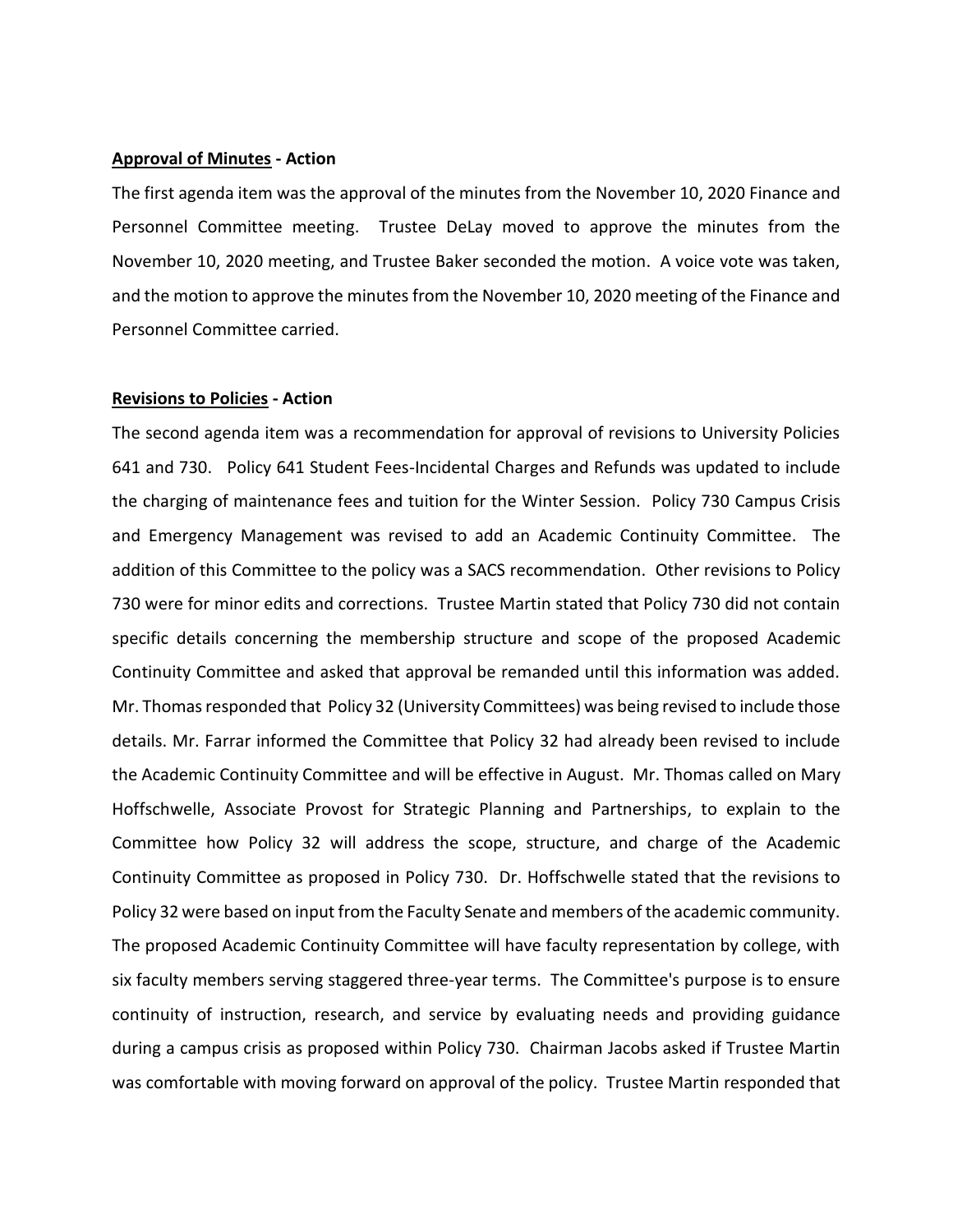**Approval of Minutes - Action**

The first agenda item was the approval of the minutes from the November 10, 2020 Finance and Personnel Committee meeting. Trustee DeLay moved to approve the minutes from the November 10, 2020 meeting, and Trustee Baker seconded the motion. A voice vote was taken, and the motion to approve the minutes from the November 10, 2020 meeting of the Finance and Personnel Committee carried.

**Revisions to Policies - Action**

The second agenda item was a recommendation for approval of revisions to University Policies 641 and 730. Policy 641 Student Fees-Incidental Charges and Refunds was updated to include the charging of maintenance fees and tuition for the Winter Session. Policy 730 Campus Crisis and Emergency Management was revised to add an Academic Continuity Committee. The addition of this Committee to the policy was a SACS recommendation. Other revisions to Policy 730 were for minor edits and corrections. Trustee Martin stated that Policy 730 did not contain specific details concerning the membership structure and scope of the proposed Academic Continuity Committee and asked that approval be remanded until this information was added. Mr. Thomas responded that Policy 32 (University Committees) was being revised to include those details. Mr. Farrar informed the Committee that Policy 32 had already been revised to include the Academic Continuity Committee and will be effective in August. Mr. Thomas called on Mary Hoffschwelle, Associate Provost for Strategic Planning and Partnerships, to explain to the Committee how Policy 32 will address the scope, structure, and charge of the Academic Continuity Committee as proposed in Policy 730. Dr. Hoffschwelle stated that the revisions to Policy 32 were based on input from the Faculty Senate and members of the academic community. The proposed Academic Continuity Committee will have faculty representation by college, with six faculty members serving staggered three-year terms. The Committee's purpose is to ensure continuity of instruction, research, and service by evaluating needs and providing guidance during a campus crisis as proposed within Policy 730. Chairman Jacobs asked if Trustee Martin was comfortable with moving forward on approval of the policy. Trustee Martin responded that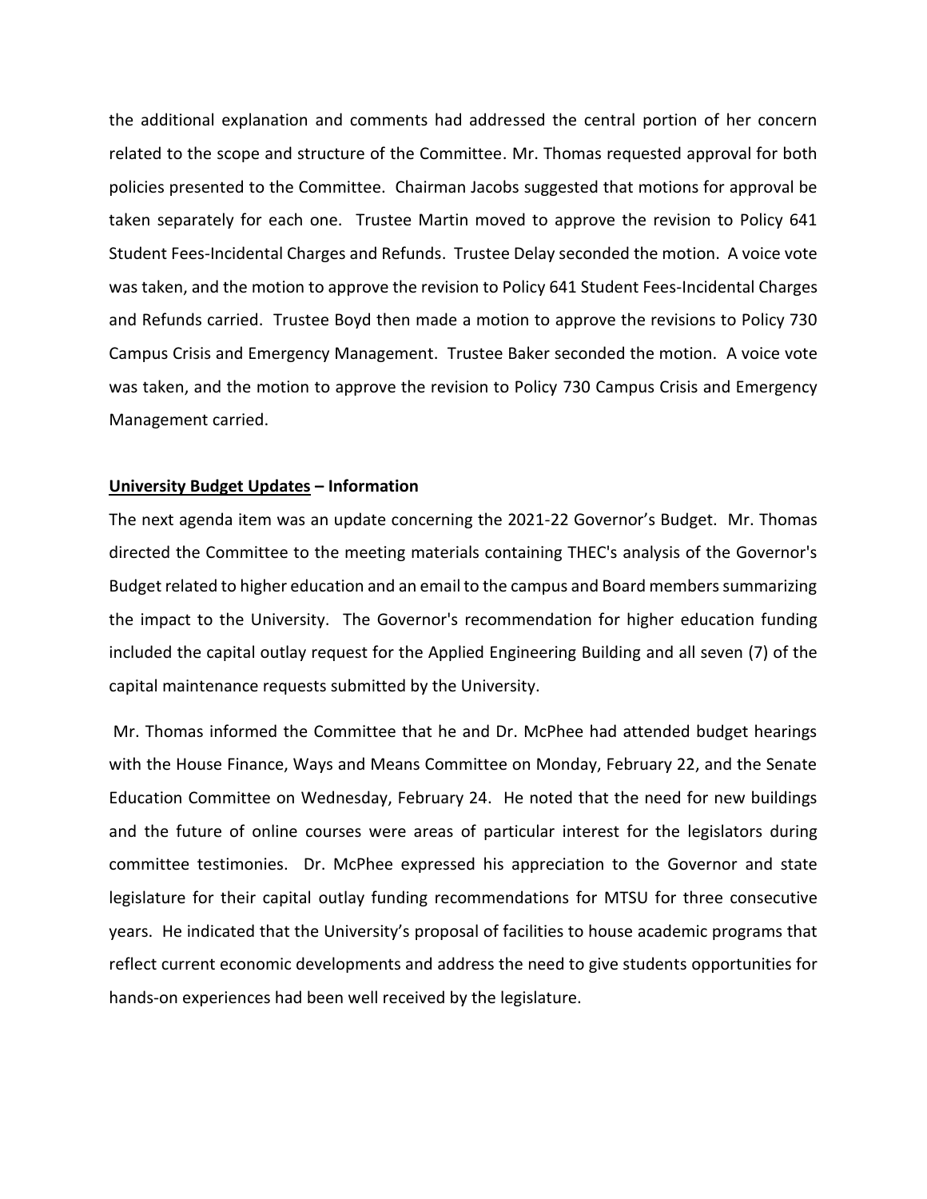the additional explanation and comments had addressed the central portion of her concern related to the scope and structure of the Committee. Mr. Thomas requested approval for both policies presented to the Committee. Chairman Jacobs suggested that motions for approval be taken separately for each one. Trustee Martin moved to approve the revision to Policy 641 Student Fees-Incidental Charges and Refunds. Trustee Delay seconded the motion. A voice vote was taken, and the motion to approve the revision to Policy 641 Student Fees-Incidental Charges and Refunds carried. Trustee Boyd then made a motion to approve the revisions to Policy 730 Campus Crisis and Emergency Management. Trustee Baker seconded the motion. A voice vote was taken, and the motion to approve the revision to Policy 730 Campus Crisis and Emergency Management carried.

**University Budget Updates – Information**

The next agenda item was an update concerning the 2021-22 Governor's Budget. Mr. Thomas directed the Committee to the meeting materials containing THEC's analysis of the Governor's Budget related to higher education and an email to the campus and Board members summarizing the impact to the University. The Governor's recommendation for higher education funding included the capital outlay request for the Applied Engineering Building and all seven (7) of the capital maintenance requests submitted by the University.

Mr. Thomas informed the Committee that he and Dr. McPhee had attended budget hearings with the House Finance, Ways and Means Committee on Monday, February 22, and the Senate Education Committee on Wednesday, February 24. He noted that the need for new buildings and the future of online courses were areas of particular interest for the legislators during committee testimonies. Dr. McPhee expressed his appreciation to the Governor and state legislature for their capital outlay funding recommendations for MTSU for three consecutive years. He indicated that the University's proposal of facilities to house academic programs that reflect current economic developments and address the need to give students opportunities for hands-on experiences had been well received by the legislature.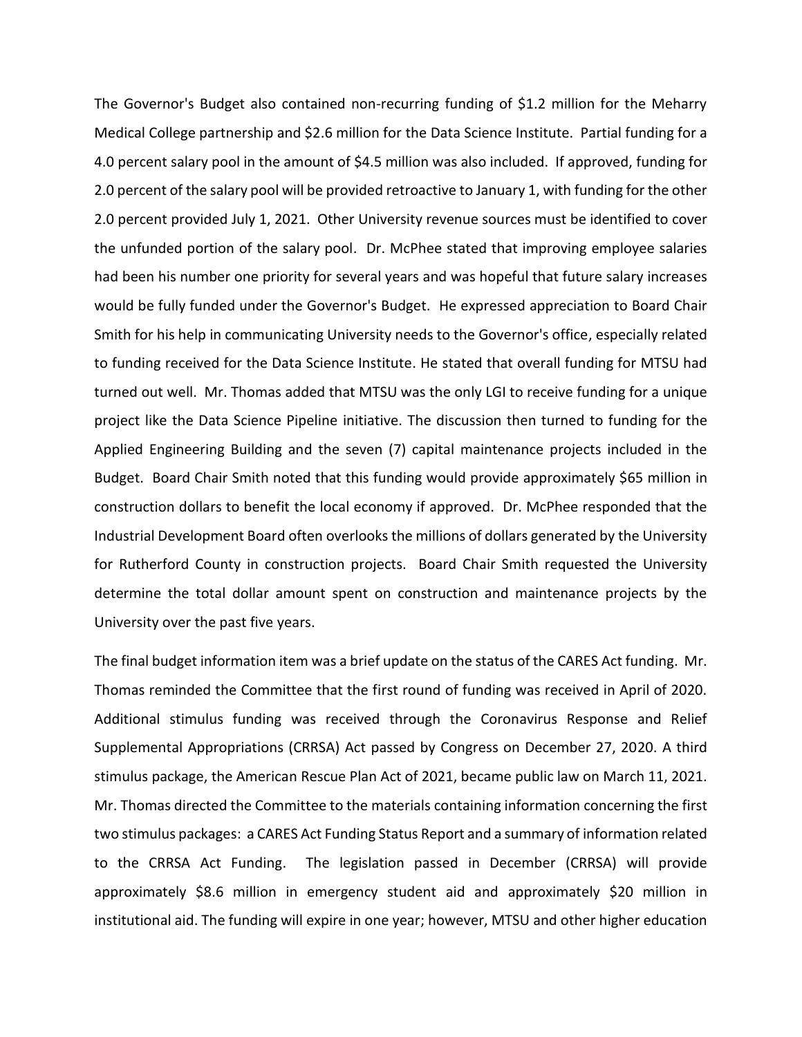The Governor's Budget also contained non-recurring funding of $1.2 million for the Meharry Medical College partnership and $2.6 million for the Data Science Institute. Partial funding for a 4.0 percent salary pool in the amount of $4.5 million was also included. If approved, funding for 2.0 percent of the salary pool will be provided retroactive to January 1, with funding for the other 2.0 percent provided July 1, 2021. Other University revenue sources must be identified to cover the unfunded portion of the salary pool. Dr. McPhee stated that improving employee salaries had been his number one priority for several years and was hopeful that future salary increases would be fully funded under the Governor's Budget. He expressed appreciation to Board Chair Smith for his help in communicating University needs to the Governor's office, especially related to funding received for the Data Science Institute. He stated that overall funding for MTSU had turned out well. Mr. Thomas added that MTSU was the only LGI to receive funding for a unique project like the Data Science Pipeline initiative. The discussion then turned to funding for the Applied Engineering Building and the seven (7) capital maintenance projects included in the Budget. Board Chair Smith noted that this funding would provide approximately $65 million in construction dollars to benefit the local economy if approved. Dr. McPhee responded that the Industrial Development Board often overlooks the millions of dollars generated by the University for Rutherford County in construction projects. Board Chair Smith requested the University determine the total dollar amount spent on construction and maintenance projects by the University over the past five years.

The final budget information item was a brief update on the status of the CARES Act funding. Mr. Thomas reminded the Committee that the first round of funding was received in April of 2020. Additional stimulus funding was received through the Coronavirus Response and Relief Supplemental Appropriations (CRRSA) Act passed by Congress on December 27, 2020. A third stimulus package, the American Rescue Plan Act of 2021, became public law on March 11, 2021. Mr. Thomas directed the Committee to the materials containing information concerning the first two stimulus packages: a CARES Act Funding Status Report and a summary of information related to the CRRSA Act Funding. The legislation passed in December (CRRSA) will provide approximately $8.6 million in emergency student aid and approximately $20 million in institutional aid. The funding will expire in one year; however, MTSU and other higher education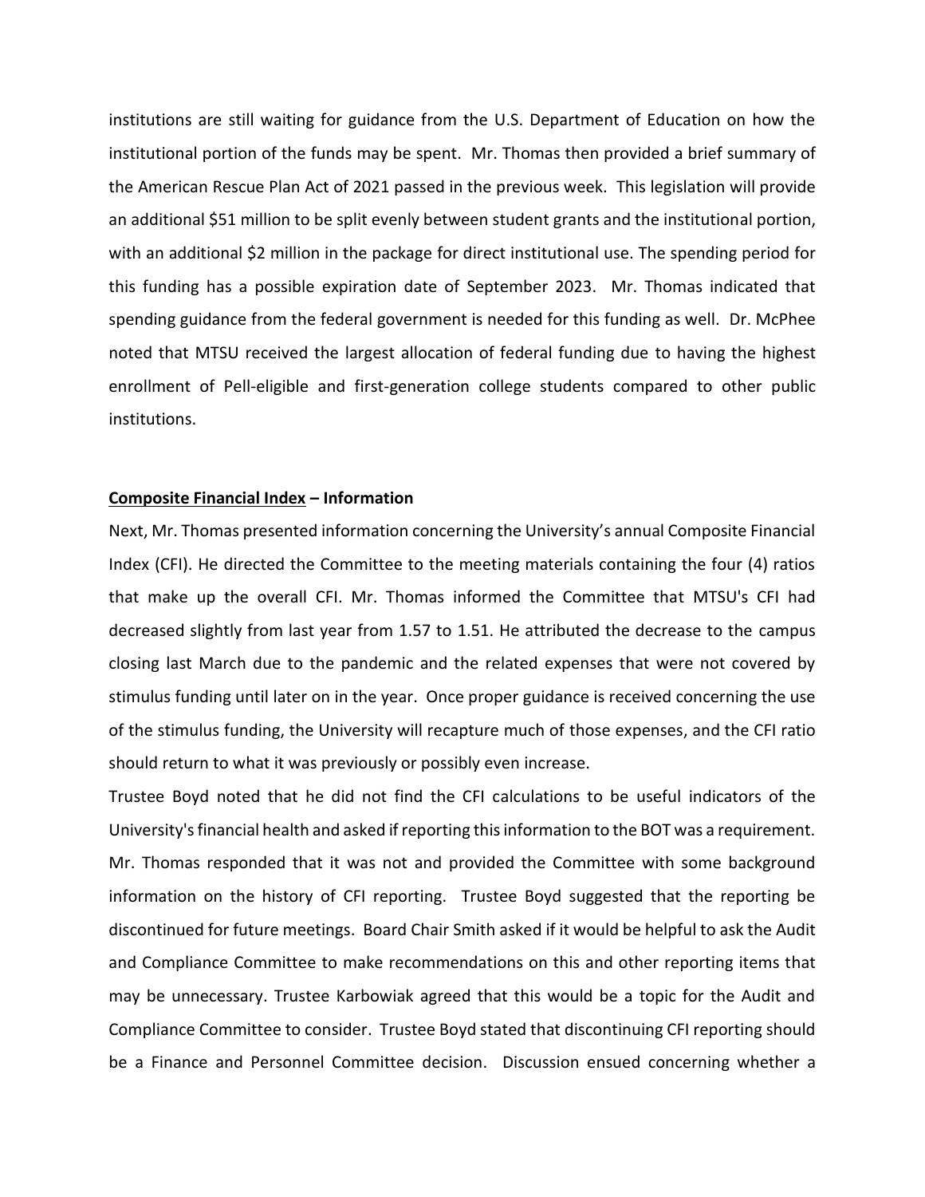institutions are still waiting for guidance from the U.S. Department of Education on how the institutional portion of the funds may be spent. Mr. Thomas then provided a brief summary of the American Rescue Plan Act of 2021 passed in the previous week. This legislation will provide an additional $51 million to be split evenly between student grants and the institutional portion, with an additional $2 million in the package for direct institutional use. The spending period for this funding has a possible expiration date of September 2023. Mr. Thomas indicated that spending guidance from the federal government is needed for this funding as well. Dr. McPhee noted that MTSU received the largest allocation of federal funding due to having the highest enrollment of Pell-eligible and first-generation college students compared to other public institutions.

**<u>Composite Financial Index</u> – Information**

Next, Mr. Thomas presented information concerning the University's annual Composite Financial Index (CFI). He directed the Committee to the meeting materials containing the four (4) ratios that make up the overall CFI. Mr. Thomas informed the Committee that MTSU's CFI had decreased slightly from last year from 1.57 to 1.51. He attributed the decrease to the campus closing last March due to the pandemic and the related expenses that were not covered by stimulus funding until later on in the year. Once proper guidance is received concerning the use of the stimulus funding, the University will recapture much of those expenses, and the CFI ratio should return to what it was previously or possibly even increase.

Trustee Boyd noted that he did not find the CFI calculations to be useful indicators of the University's financial health and asked if reporting this information to the BOT was a requirement. Mr. Thomas responded that it was not and provided the Committee with some background information on the history of CFI reporting. Trustee Boyd suggested that the reporting be discontinued for future meetings. Board Chair Smith asked if it would be helpful to ask the Audit and Compliance Committee to make recommendations on this and other reporting items that may be unnecessary. Trustee Karbowiak agreed that this would be a topic for the Audit and Compliance Committee to consider. Trustee Boyd stated that discontinuing CFI reporting should be a Finance and Personnel Committee decision. Discussion ensued concerning whether a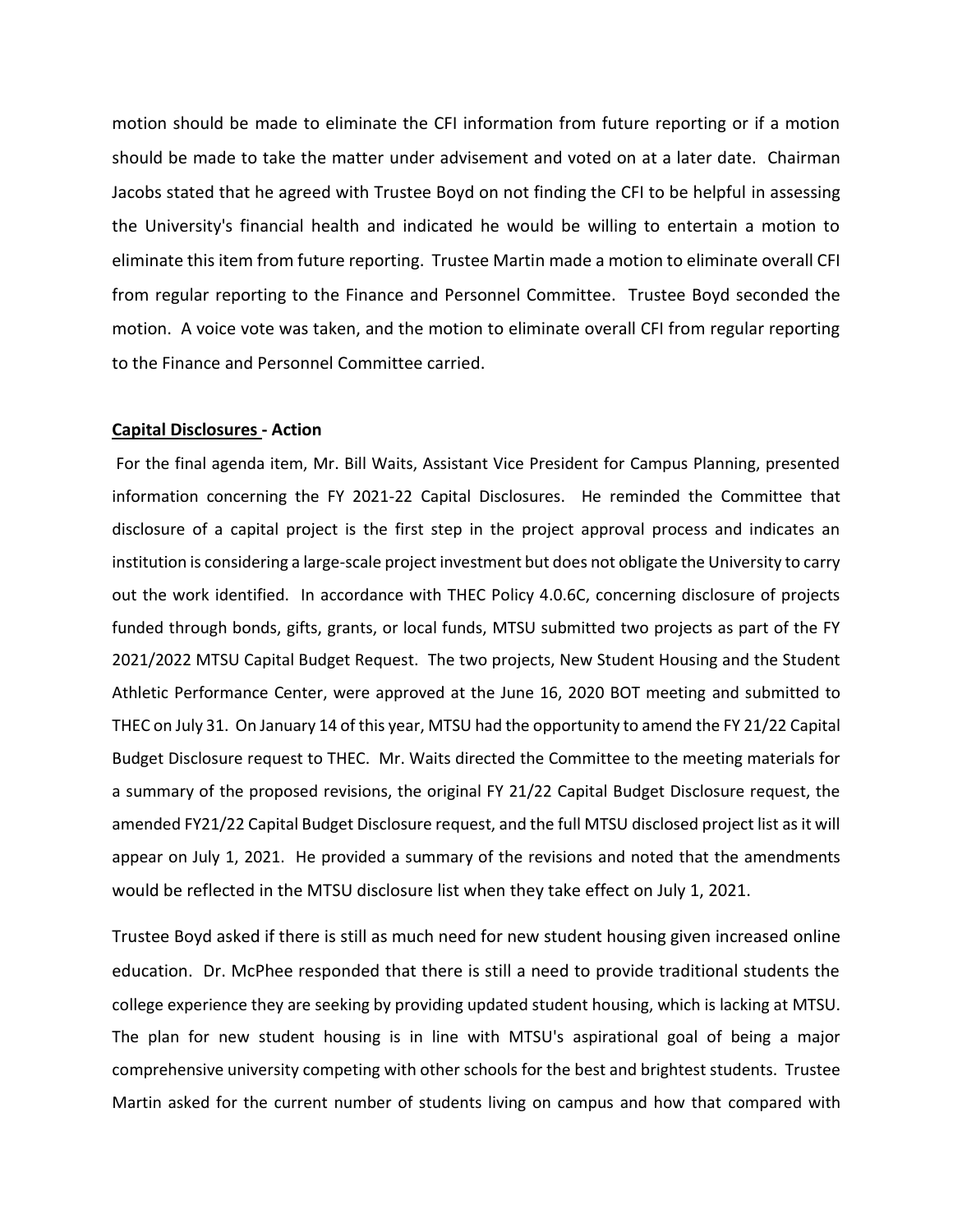motion should be made to eliminate the CFI information from future reporting or if a motion should be made to take the matter under advisement and voted on at a later date. Chairman Jacobs stated that he agreed with Trustee Boyd on not finding the CFI to be helpful in assessing the University's financial health and indicated he would be willing to entertain a motion to eliminate this item from future reporting. Trustee Martin made a motion to eliminate overall CFI from regular reporting to the Finance and Personnel Committee. Trustee Boyd seconded the motion. A voice vote was taken, and the motion to eliminate overall CFI from regular reporting to the Finance and Personnel Committee carried.

**Capital Disclosures - Action**

For the final agenda item, Mr. Bill Waits, Assistant Vice President for Campus Planning, presented information concerning the FY 2021-22 Capital Disclosures. He reminded the Committee that disclosure of a capital project is the first step in the project approval process and indicates an institution is considering a large-scale project investment but does not obligate the University to carry out the work identified. In accordance with THEC Policy 4.0.6C, concerning disclosure of projects funded through bonds, gifts, grants, or local funds, MTSU submitted two projects as part of the FY 2021/2022 MTSU Capital Budget Request. The two projects, New Student Housing and the Student Athletic Performance Center, were approved at the June 16, 2020 BOT meeting and submitted to THEC on July 31. On January 14 of this year, MTSU had the opportunity to amend the FY 21/22 Capital Budget Disclosure request to THEC. Mr. Waits directed the Committee to the meeting materials for a summary of the proposed revisions, the original FY 21/22 Capital Budget Disclosure request, the amended FY21/22 Capital Budget Disclosure request, and the full MTSU disclosed project list as it will appear on July 1, 2021. He provided a summary of the revisions and noted that the amendments would be reflected in the MTSU disclosure list when they take effect on July 1, 2021.

Trustee Boyd asked if there is still as much need for new student housing given increased online education. Dr. McPhee responded that there is still a need to provide traditional students the college experience they are seeking by providing updated student housing, which is lacking at MTSU. The plan for new student housing is in line with MTSU's aspirational goal of being a major comprehensive university competing with other schools for the best and brightest students. Trustee Martin asked for the current number of students living on campus and how that compared with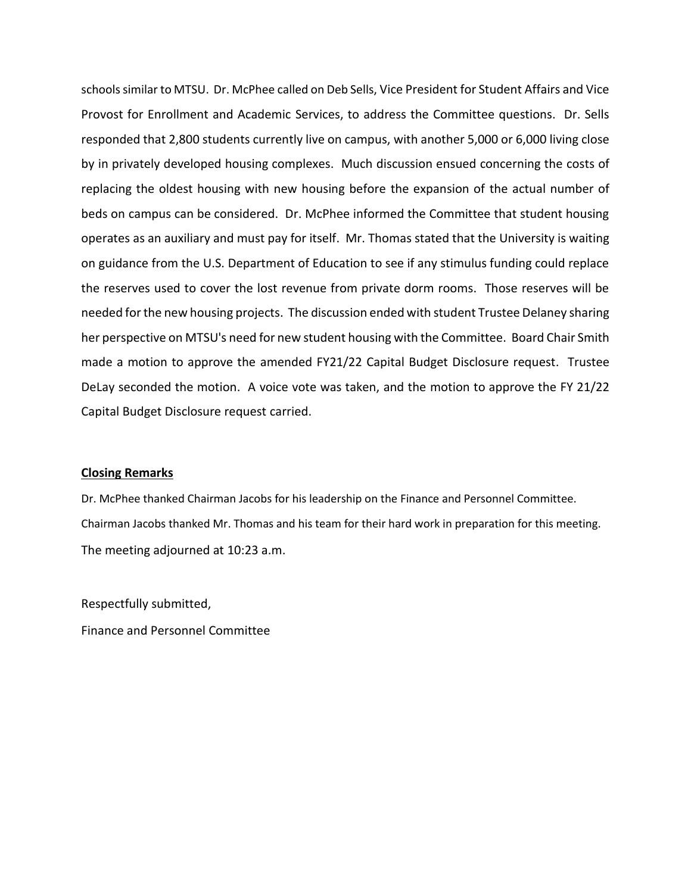schools similar to MTSU. Dr. McPhee called on Deb Sells, Vice President for Student Affairs and Vice Provost for Enrollment and Academic Services, to address the Committee questions. Dr. Sells responded that 2,800 students currently live on campus, with another 5,000 or 6,000 living close by in privately developed housing complexes. Much discussion ensued concerning the costs of replacing the oldest housing with new housing before the expansion of the actual number of beds on campus can be considered. Dr. McPhee informed the Committee that student housing operates as an auxiliary and must pay for itself. Mr. Thomas stated that the University is waiting on guidance from the U.S. Department of Education to see if any stimulus funding could replace the reserves used to cover the lost revenue from private dorm rooms. Those reserves will be needed for the new housing projects. The discussion ended with student Trustee Delaney sharing her perspective on MTSU's need for new student housing with the Committee. Board Chair Smith made a motion to approve the amended FY21/22 Capital Budget Disclosure request. Trustee DeLay seconded the motion. A voice vote was taken, and the motion to approve the FY 21/22 Capital Budget Disclosure request carried.

**Closing Remarks**

Dr. McPhee thanked Chairman Jacobs for his leadership on the Finance and Personnel Committee. Chairman Jacobs thanked Mr. Thomas and his team for their hard work in preparation for this meeting. The meeting adjourned at 10:23 a.m.

Respectfully submitted,
Finance and Personnel Committee